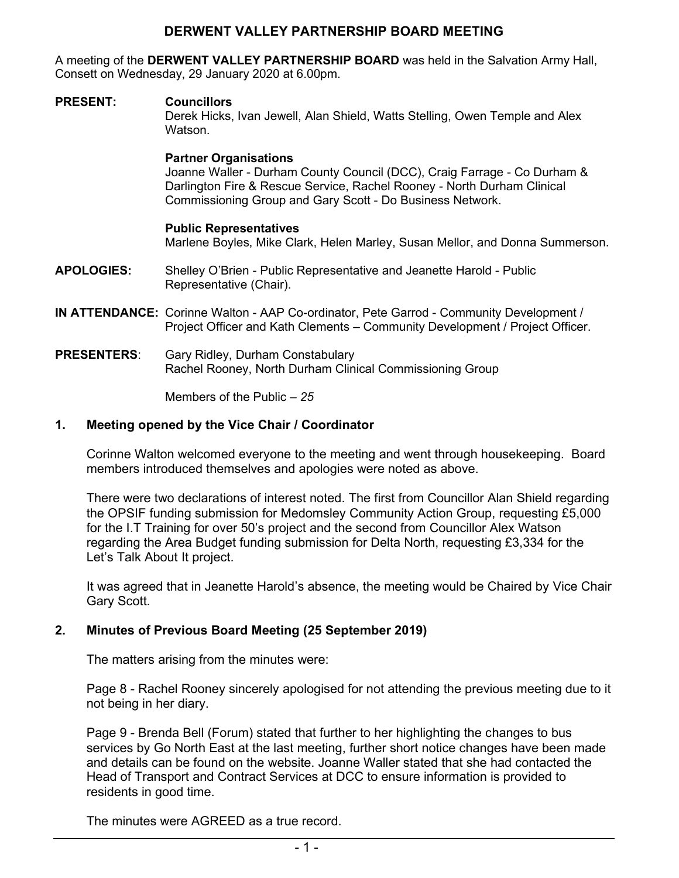# DERWENT VALLEY PARTNERSHIP BOARD MEETING

A meeting of the **DERWENT VALLEY PARTNERSHIP BOARD** was held in the Salvation Army Hall, Consett on Wednesday, 29 January 2020 at 6.00pm.

**PRESENT:**

**Councillors**
Derek Hicks, Ivan Jewell, Alan Shield, Watts Stelling, Owen Temple and Alex Watson.

**Partner Organisations**
Joanne Waller - Durham County Council (DCC), Craig Farrage - Co Durham & Darlington Fire & Rescue Service, Rachel Rooney - North Durham Clinical Commissioning Group and Gary Scott - Do Business Network.

**Public Representatives**
Marlene Boyles, Mike Clark, Helen Marley, Susan Mellor, and Donna Summerson.

**APOLOGIES:** Shelley O'Brien - Public Representative and Jeanette Harold - Public Representative (Chair).

**IN ATTENDANCE:** Corinne Walton - AAP Co-ordinator, Pete Garrod - Community Development / Project Officer and Kath Clements – Community Development / Project Officer.

**PRESENTERS:** Gary Ridley, Durham Constabulary
Rachel Rooney, North Durham Clinical Commissioning Group

Members of the Public – *25*

## 1. Meeting opened by the Vice Chair / Coordinator

Corinne Walton welcomed everyone to the meeting and went through housekeeping. Board members introduced themselves and apologies were noted as above.

There were two declarations of interest noted. The first from Councillor Alan Shield regarding the OPSIF funding submission for Medomsley Community Action Group, requesting £5,000 for the I.T Training for over 50's project and the second from Councillor Alex Watson regarding the Area Budget funding submission for Delta North, requesting £3,334 for the Let's Talk About It project.

It was agreed that in Jeanette Harold's absence, the meeting would be Chaired by Vice Chair Gary Scott.

## 2. Minutes of Previous Board Meeting (25 September 2019)

The matters arising from the minutes were:

Page 8 - Rachel Rooney sincerely apologised for not attending the previous meeting due to it not being in her diary.

Page 9 - Brenda Bell (Forum) stated that further to her highlighting the changes to bus services by Go North East at the last meeting, further short notice changes have been made and details can be found on the website. Joanne Waller stated that she had contacted the Head of Transport and Contract Services at DCC to ensure information is provided to residents in good time.

The minutes were AGREED as a true record.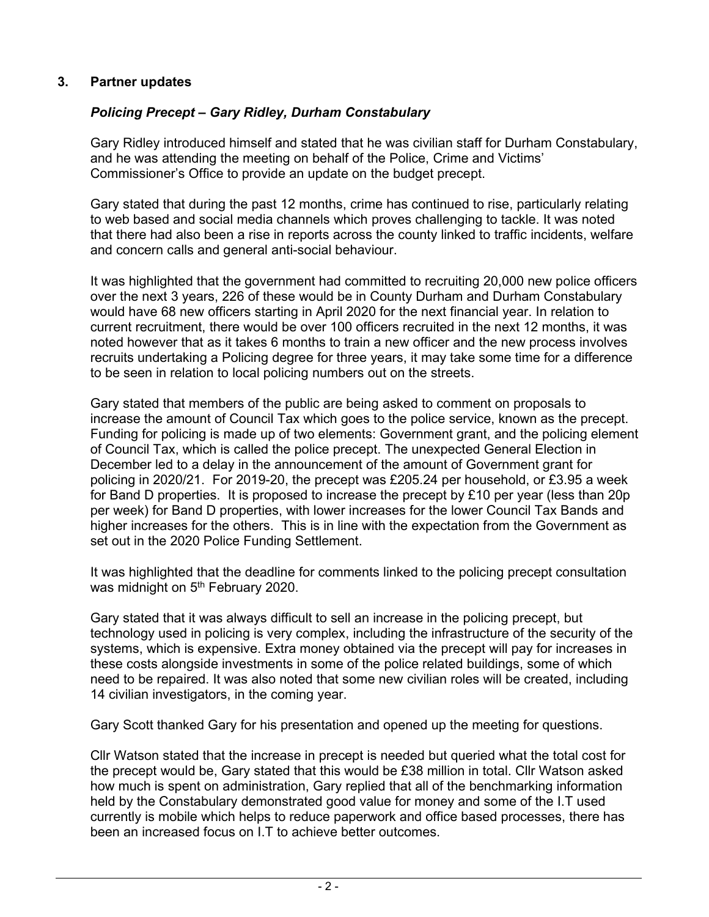## 3. Partner updates

### *Policing Precept – Gary Ridley, Durham Constabulary*

Gary Ridley introduced himself and stated that he was civilian staff for Durham Constabulary, and he was attending the meeting on behalf of the Police, Crime and Victims' Commissioner's Office to provide an update on the budget precept.

Gary stated that during the past 12 months, crime has continued to rise, particularly relating to web based and social media channels which proves challenging to tackle. It was noted that there had also been a rise in reports across the county linked to traffic incidents, welfare and concern calls and general anti-social behaviour.

It was highlighted that the government had committed to recruiting 20,000 new police officers over the next 3 years, 226 of these would be in County Durham and Durham Constabulary would have 68 new officers starting in April 2020 for the next financial year. In relation to current recruitment, there would be over 100 officers recruited in the next 12 months, it was noted however that as it takes 6 months to train a new officer and the new process involves recruits undertaking a Policing degree for three years, it may take some time for a difference to be seen in relation to local policing numbers out on the streets.

Gary stated that members of the public are being asked to comment on proposals to increase the amount of Council Tax which goes to the police service, known as the precept. Funding for policing is made up of two elements: Government grant, and the policing element of Council Tax, which is called the police precept. The unexpected General Election in December led to a delay in the announcement of the amount of Government grant for policing in 2020/21. For 2019-20, the precept was £205.24 per household, or £3.95 a week for Band D properties. It is proposed to increase the precept by £10 per year (less than 20p per week) for Band D properties, with lower increases for the lower Council Tax Bands and higher increases for the others. This is in line with the expectation from the Government as set out in the 2020 Police Funding Settlement.

It was highlighted that the deadline for comments linked to the policing precept consultation was midnight on 5th February 2020.

Gary stated that it was always difficult to sell an increase in the policing precept, but technology used in policing is very complex, including the infrastructure of the security of the systems, which is expensive. Extra money obtained via the precept will pay for increases in these costs alongside investments in some of the police related buildings, some of which need to be repaired. It was also noted that some new civilian roles will be created, including 14 civilian investigators, in the coming year.

Gary Scott thanked Gary for his presentation and opened up the meeting for questions.

Cllr Watson stated that the increase in precept is needed but queried what the total cost for the precept would be, Gary stated that this would be £38 million in total. Cllr Watson asked how much is spent on administration, Gary replied that all of the benchmarking information held by the Constabulary demonstrated good value for money and some of the I.T used currently is mobile which helps to reduce paperwork and office based processes, there has been an increased focus on I.T to achieve better outcomes.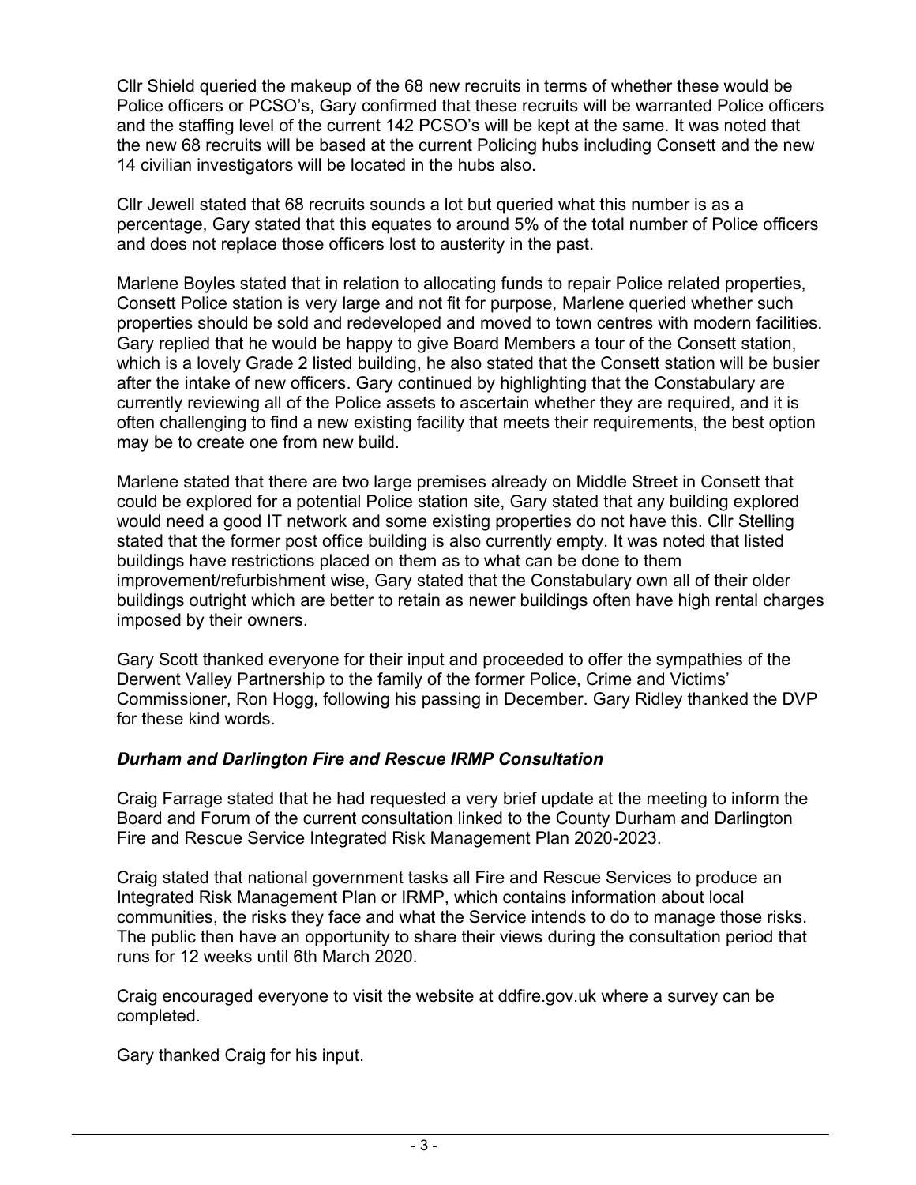Cllr Shield queried the makeup of the 68 new recruits in terms of whether these would be Police officers or PCSO's, Gary confirmed that these recruits will be warranted Police officers and the staffing level of the current 142 PCSO's will be kept at the same. It was noted that the new 68 recruits will be based at the current Policing hubs including Consett and the new 14 civilian investigators will be located in the hubs also.

Cllr Jewell stated that 68 recruits sounds a lot but queried what this number is as a percentage, Gary stated that this equates to around 5% of the total number of Police officers and does not replace those officers lost to austerity in the past.

Marlene Boyles stated that in relation to allocating funds to repair Police related properties, Consett Police station is very large and not fit for purpose, Marlene queried whether such properties should be sold and redeveloped and moved to town centres with modern facilities. Gary replied that he would be happy to give Board Members a tour of the Consett station, which is a lovely Grade 2 listed building, he also stated that the Consett station will be busier after the intake of new officers. Gary continued by highlighting that the Constabulary are currently reviewing all of the Police assets to ascertain whether they are required, and it is often challenging to find a new existing facility that meets their requirements, the best option may be to create one from new build.

Marlene stated that there are two large premises already on Middle Street in Consett that could be explored for a potential Police station site, Gary stated that any building explored would need a good IT network and some existing properties do not have this. Cllr Stelling stated that the former post office building is also currently empty. It was noted that listed buildings have restrictions placed on them as to what can be done to them improvement/refurbishment wise, Gary stated that the Constabulary own all of their older buildings outright which are better to retain as newer buildings often have high rental charges imposed by their owners.

Gary Scott thanked everyone for their input and proceeded to offer the sympathies of the Derwent Valley Partnership to the family of the former Police, Crime and Victims' Commissioner, Ron Hogg, following his passing in December. Gary Ridley thanked the DVP for these kind words.

### ***Durham and Darlington Fire and Rescue IRMP Consultation***

Craig Farrage stated that he had requested a very brief update at the meeting to inform the Board and Forum of the current consultation linked to the County Durham and Darlington Fire and Rescue Service Integrated Risk Management Plan 2020-2023.

Craig stated that national government tasks all Fire and Rescue Services to produce an Integrated Risk Management Plan or IRMP, which contains information about local communities, the risks they face and what the Service intends to do to manage those risks. The public then have an opportunity to share their views during the consultation period that runs for 12 weeks until 6th March 2020.

Craig encouraged everyone to visit the website at ddfire.gov.uk where a survey can be completed.

Gary thanked Craig for his input.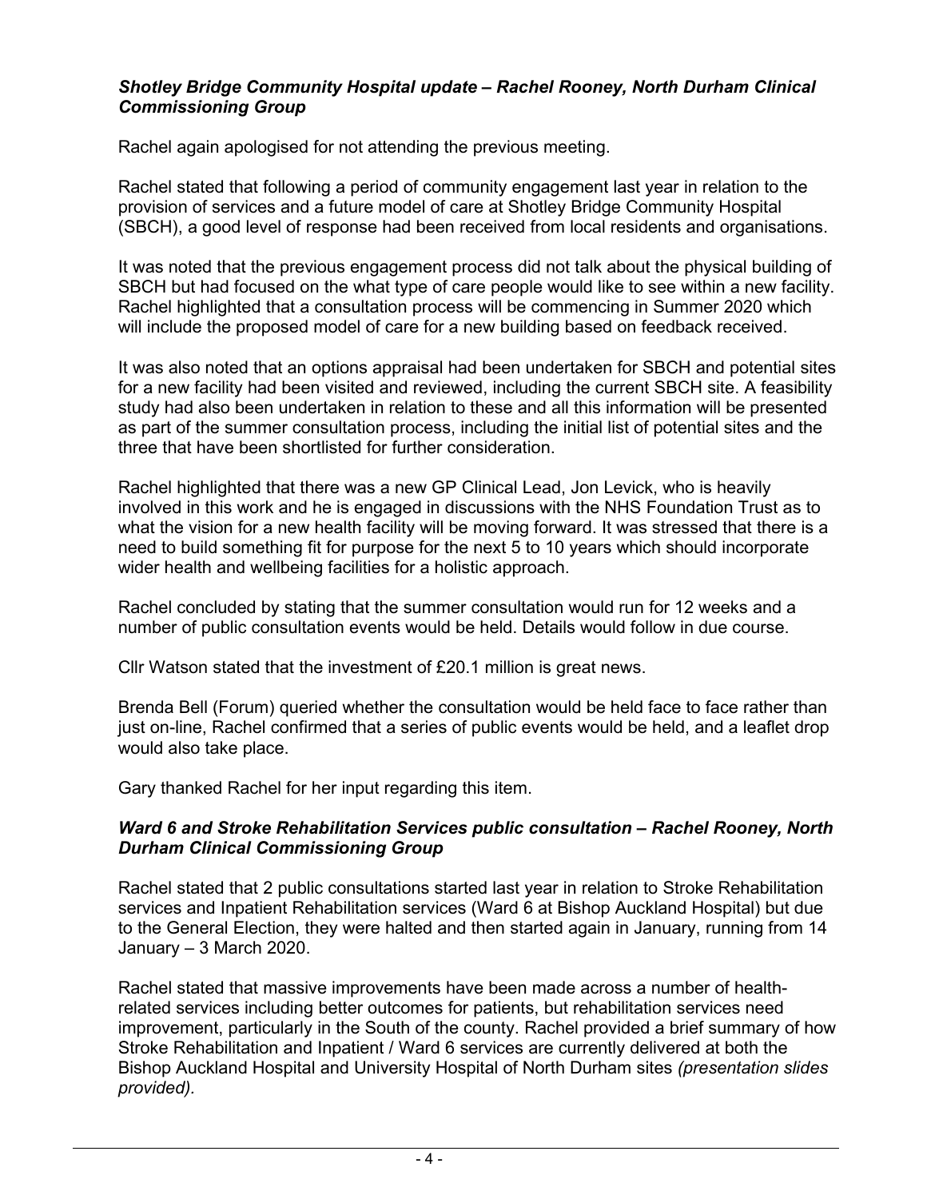***Shotley Bridge Community Hospital update – Rachel Rooney, North Durham Clinical Commissioning Group***

Rachel again apologised for not attending the previous meeting.

Rachel stated that following a period of community engagement last year in relation to the provision of services and a future model of care at Shotley Bridge Community Hospital (SBCH), a good level of response had been received from local residents and organisations.

It was noted that the previous engagement process did not talk about the physical building of SBCH but had focused on the what type of care people would like to see within a new facility. Rachel highlighted that a consultation process will be commencing in Summer 2020 which will include the proposed model of care for a new building based on feedback received.

It was also noted that an options appraisal had been undertaken for SBCH and potential sites for a new facility had been visited and reviewed, including the current SBCH site. A feasibility study had also been undertaken in relation to these and all this information will be presented as part of the summer consultation process, including the initial list of potential sites and the three that have been shortlisted for further consideration.

Rachel highlighted that there was a new GP Clinical Lead, Jon Levick, who is heavily involved in this work and he is engaged in discussions with the NHS Foundation Trust as to what the vision for a new health facility will be moving forward. It was stressed that there is a need to build something fit for purpose for the next 5 to 10 years which should incorporate wider health and wellbeing facilities for a holistic approach.

Rachel concluded by stating that the summer consultation would run for 12 weeks and a number of public consultation events would be held. Details would follow in due course.

Cllr Watson stated that the investment of £20.1 million is great news.

Brenda Bell (Forum) queried whether the consultation would be held face to face rather than just on-line, Rachel confirmed that a series of public events would be held, and a leaflet drop would also take place.

Gary thanked Rachel for her input regarding this item.

***Ward 6 and Stroke Rehabilitation Services public consultation – Rachel Rooney, North Durham Clinical Commissioning Group***

Rachel stated that 2 public consultations started last year in relation to Stroke Rehabilitation services and Inpatient Rehabilitation services (Ward 6 at Bishop Auckland Hospital) but due to the General Election, they were halted and then started again in January, running from 14 January – 3 March 2020.

Rachel stated that massive improvements have been made across a number of health-related services including better outcomes for patients, but rehabilitation services need improvement, particularly in the South of the county. Rachel provided a brief summary of how Stroke Rehabilitation and Inpatient / Ward 6 services are currently delivered at both the Bishop Auckland Hospital and University Hospital of North Durham sites *(presentation slides provided).*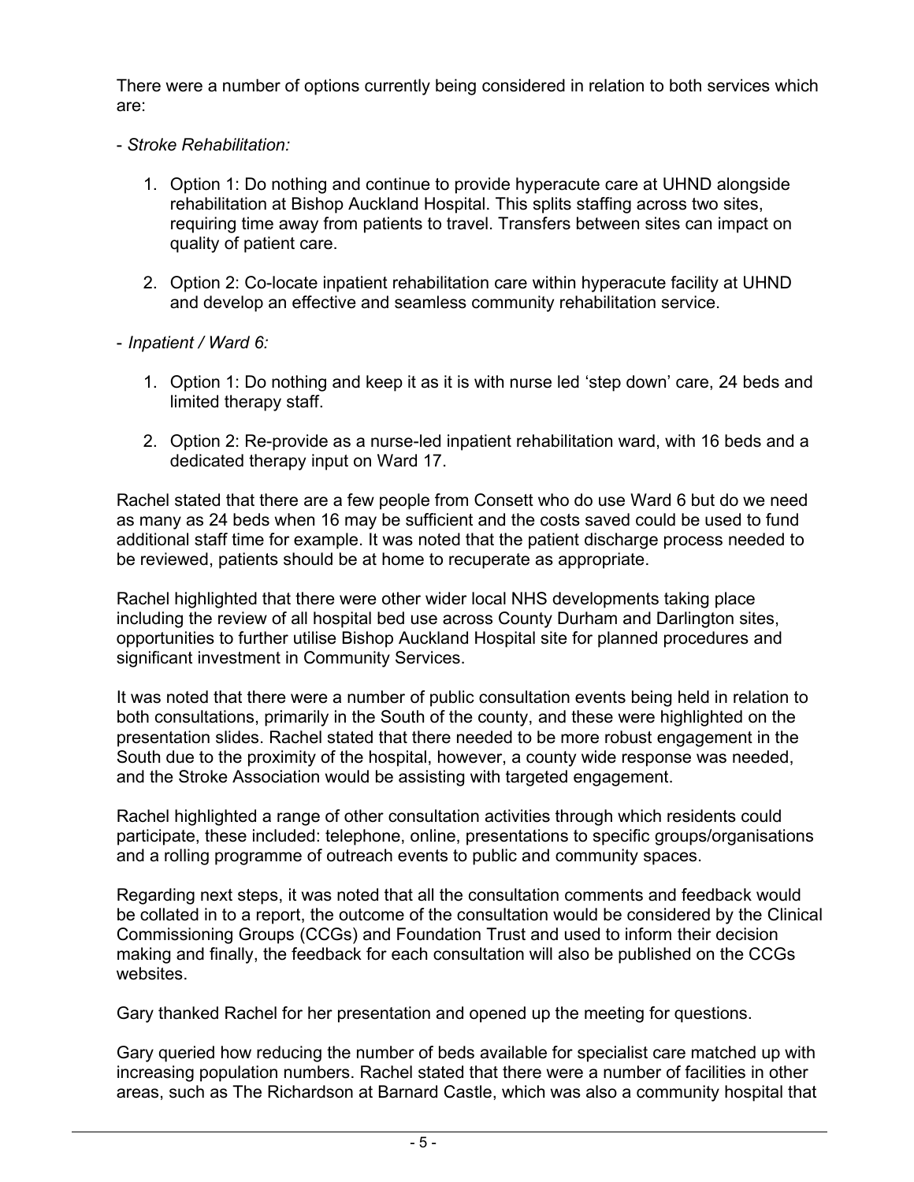There were a number of options currently being considered in relation to both services which are:

- *Stroke Rehabilitation:*

  1. Option 1: Do nothing and continue to provide hyperacute care at UHND alongside rehabilitation at Bishop Auckland Hospital. This splits staffing across two sites, requiring time away from patients to travel. Transfers between sites can impact on quality of patient care.

  2. Option 2: Co-locate inpatient rehabilitation care within hyperacute facility at UHND and develop an effective and seamless community rehabilitation service.

- *Inpatient / Ward 6:*

  1. Option 1: Do nothing and keep it as it is with nurse led 'step down' care, 24 beds and limited therapy staff.

  2. Option 2: Re-provide as a nurse-led inpatient rehabilitation ward, with 16 beds and a dedicated therapy input on Ward 17.

Rachel stated that there are a few people from Consett who do use Ward 6 but do we need as many as 24 beds when 16 may be sufficient and the costs saved could be used to fund additional staff time for example. It was noted that the patient discharge process needed to be reviewed, patients should be at home to recuperate as appropriate.

Rachel highlighted that there were other wider local NHS developments taking place including the review of all hospital bed use across County Durham and Darlington sites, opportunities to further utilise Bishop Auckland Hospital site for planned procedures and significant investment in Community Services.

It was noted that there were a number of public consultation events being held in relation to both consultations, primarily in the South of the county, and these were highlighted on the presentation slides. Rachel stated that there needed to be more robust engagement in the South due to the proximity of the hospital, however, a county wide response was needed, and the Stroke Association would be assisting with targeted engagement.

Rachel highlighted a range of other consultation activities through which residents could participate, these included: telephone, online, presentations to specific groups/organisations and a rolling programme of outreach events to public and community spaces.

Regarding next steps, it was noted that all the consultation comments and feedback would be collated in to a report, the outcome of the consultation would be considered by the Clinical Commissioning Groups (CCGs) and Foundation Trust and used to inform their decision making and finally, the feedback for each consultation will also be published on the CCGs websites.

Gary thanked Rachel for her presentation and opened up the meeting for questions.

Gary queried how reducing the number of beds available for specialist care matched up with increasing population numbers. Rachel stated that there were a number of facilities in other areas, such as The Richardson at Barnard Castle, which was also a community hospital that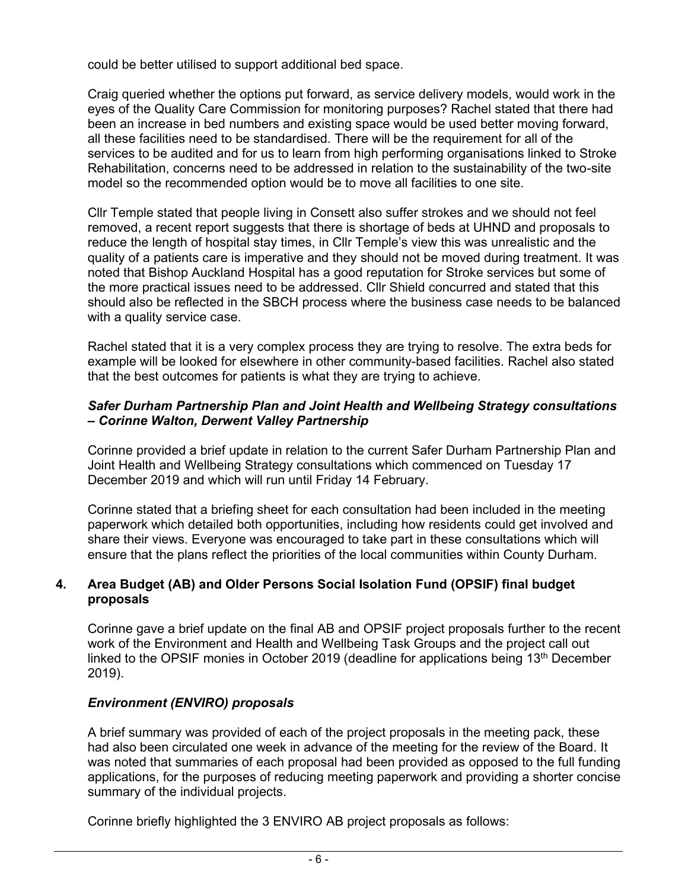could be better utilised to support additional bed space.

Craig queried whether the options put forward, as service delivery models, would work in the eyes of the Quality Care Commission for monitoring purposes? Rachel stated that there had been an increase in bed numbers and existing space would be used better moving forward, all these facilities need to be standardised. There will be the requirement for all of the services to be audited and for us to learn from high performing organisations linked to Stroke Rehabilitation, concerns need to be addressed in relation to the sustainability of the two-site model so the recommended option would be to move all facilities to one site.

Cllr Temple stated that people living in Consett also suffer strokes and we should not feel removed, a recent report suggests that there is shortage of beds at UHND and proposals to reduce the length of hospital stay times, in Cllr Temple's view this was unrealistic and the quality of a patients care is imperative and they should not be moved during treatment. It was noted that Bishop Auckland Hospital has a good reputation for Stroke services but some of the more practical issues need to be addressed. Cllr Shield concurred and stated that this should also be reflected in the SBCH process where the business case needs to be balanced with a quality service case.

Rachel stated that it is a very complex process they are trying to resolve. The extra beds for example will be looked for elsewhere in other community-based facilities. Rachel also stated that the best outcomes for patients is what they are trying to achieve.

***Safer Durham Partnership Plan and Joint Health and Wellbeing Strategy consultations – Corinne Walton, Derwent Valley Partnership***

Corinne provided a brief update in relation to the current Safer Durham Partnership Plan and Joint Health and Wellbeing Strategy consultations which commenced on Tuesday 17 December 2019 and which will run until Friday 14 February.

Corinne stated that a briefing sheet for each consultation had been included in the meeting paperwork which detailed both opportunities, including how residents could get involved and share their views. Everyone was encouraged to take part in these consultations which will ensure that the plans reflect the priorities of the local communities within County Durham.

**4. Area Budget (AB) and Older Persons Social Isolation Fund (OPSIF) final budget proposals**

Corinne gave a brief update on the final AB and OPSIF project proposals further to the recent work of the Environment and Health and Wellbeing Task Groups and the project call out linked to the OPSIF monies in October 2019 (deadline for applications being 13th December 2019).

***Environment (ENVIRO) proposals***

A brief summary was provided of each of the project proposals in the meeting pack, these had also been circulated one week in advance of the meeting for the review of the Board. It was noted that summaries of each proposal had been provided as opposed to the full funding applications, for the purposes of reducing meeting paperwork and providing a shorter concise summary of the individual projects.

Corinne briefly highlighted the 3 ENVIRO AB project proposals as follows: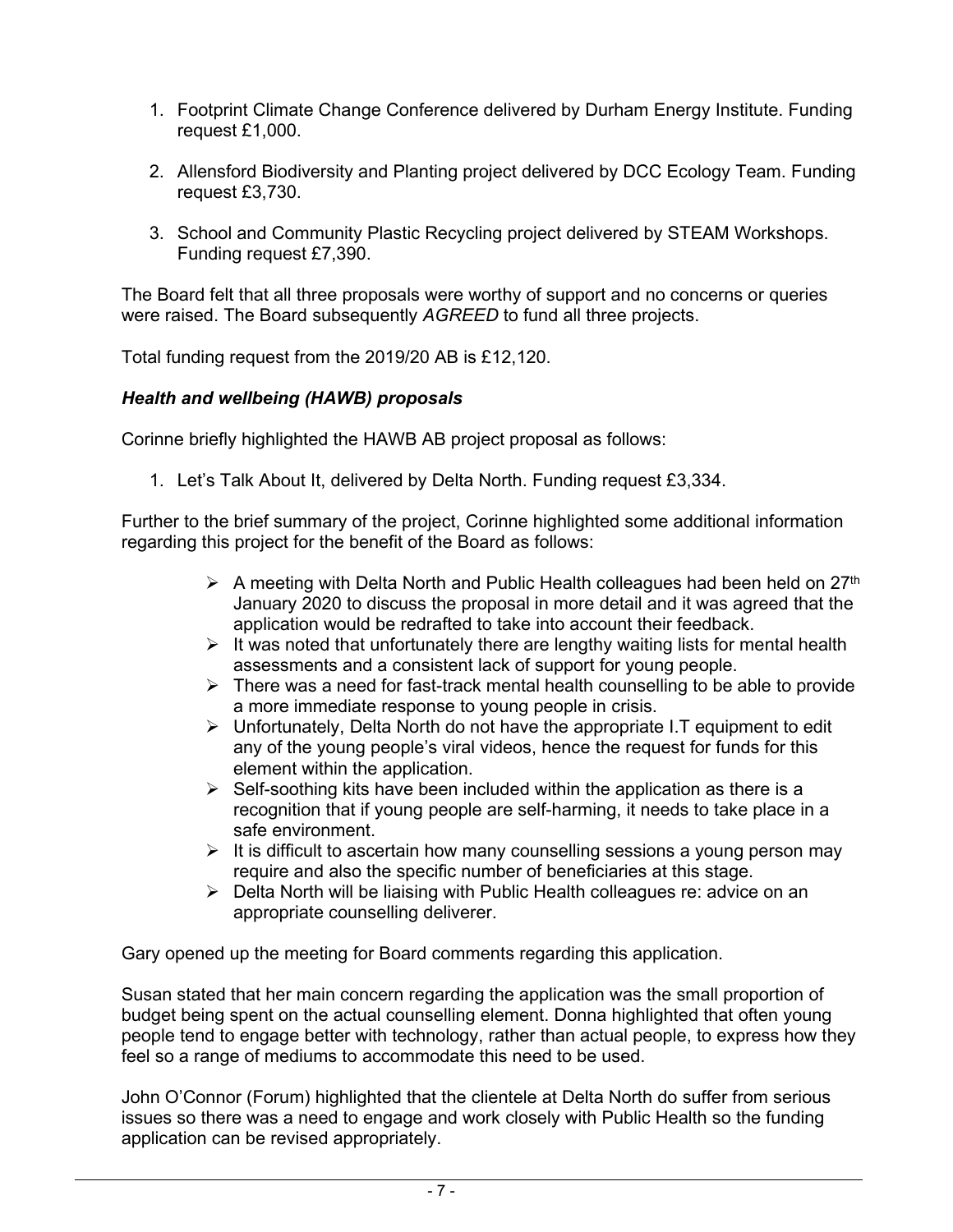1. Footprint Climate Change Conference delivered by Durham Energy Institute. Funding request £1,000.

2. Allensford Biodiversity and Planting project delivered by DCC Ecology Team. Funding request £3,730.

3. School and Community Plastic Recycling project delivered by STEAM Workshops. Funding request £7,390.

The Board felt that all three proposals were worthy of support and no concerns or queries were raised. The Board subsequently *AGREED* to fund all three projects.

Total funding request from the 2019/20 AB is £12,120.

***Health and wellbeing (HAWB) proposals***

Corinne briefly highlighted the HAWB AB project proposal as follows:

1. Let's Talk About It, delivered by Delta North. Funding request £3,334.

Further to the brief summary of the project, Corinne highlighted some additional information regarding this project for the benefit of the Board as follows:

- A meeting with Delta North and Public Health colleagues had been held on 27th January 2020 to discuss the proposal in more detail and it was agreed that the application would be redrafted to take into account their feedback.
- It was noted that unfortunately there are lengthy waiting lists for mental health assessments and a consistent lack of support for young people.
- There was a need for fast-track mental health counselling to be able to provide a more immediate response to young people in crisis.
- Unfortunately, Delta North do not have the appropriate I.T equipment to edit any of the young people's viral videos, hence the request for funds for this element within the application.
- Self-soothing kits have been included within the application as there is a recognition that if young people are self-harming, it needs to take place in a safe environment.
- It is difficult to ascertain how many counselling sessions a young person may require and also the specific number of beneficiaries at this stage.
- Delta North will be liaising with Public Health colleagues re: advice on an appropriate counselling deliverer.

Gary opened up the meeting for Board comments regarding this application.

Susan stated that her main concern regarding the application was the small proportion of budget being spent on the actual counselling element. Donna highlighted that often young people tend to engage better with technology, rather than actual people, to express how they feel so a range of mediums to accommodate this need to be used.

John O'Connor (Forum) highlighted that the clientele at Delta North do suffer from serious issues so there was a need to engage and work closely with Public Health so the funding application can be revised appropriately.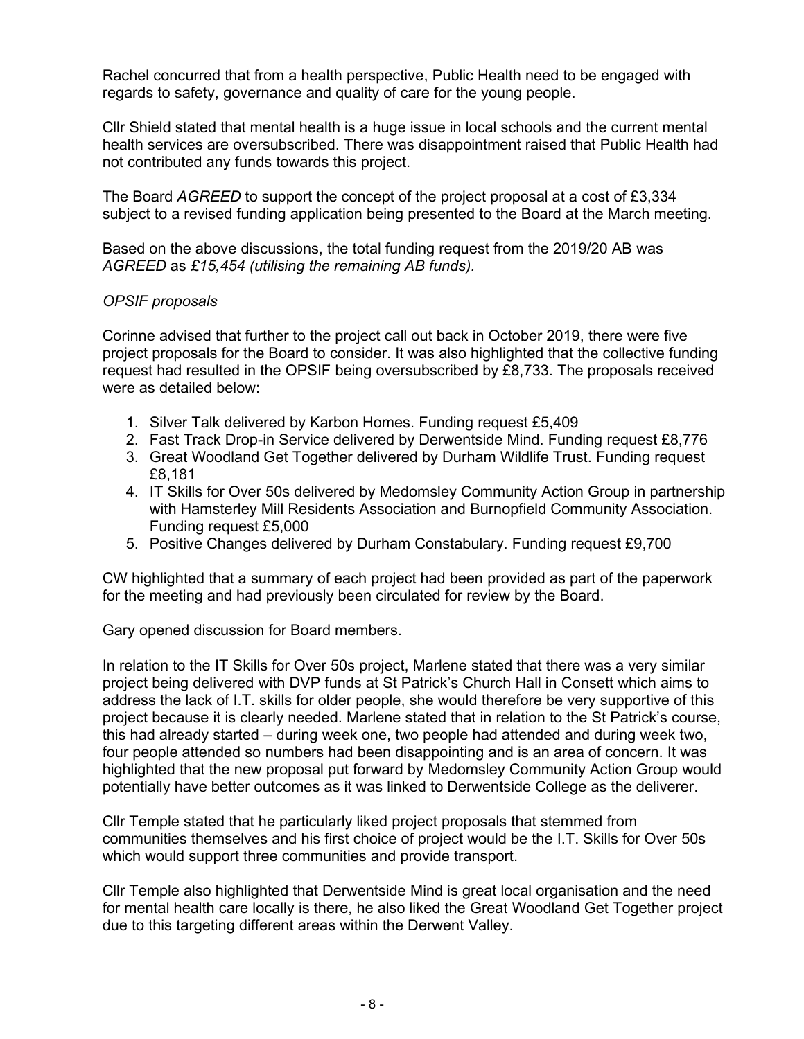Rachel concurred that from a health perspective, Public Health need to be engaged with regards to safety, governance and quality of care for the young people.

Cllr Shield stated that mental health is a huge issue in local schools and the current mental health services are oversubscribed. There was disappointment raised that Public Health had not contributed any funds towards this project.

The Board *AGREED* to support the concept of the project proposal at a cost of £3,334 subject to a revised funding application being presented to the Board at the March meeting.

Based on the above discussions, the total funding request from the 2019/20 AB was *AGREED* as *£15,454 (utilising the remaining AB funds).*

*OPSIF proposals*

Corinne advised that further to the project call out back in October 2019, there were five project proposals for the Board to consider. It was also highlighted that the collective funding request had resulted in the OPSIF being oversubscribed by £8,733. The proposals received were as detailed below:

1. Silver Talk delivered by Karbon Homes. Funding request £5,409
2. Fast Track Drop-in Service delivered by Derwentside Mind. Funding request £8,776
3. Great Woodland Get Together delivered by Durham Wildlife Trust. Funding request £8,181
4. IT Skills for Over 50s delivered by Medomsley Community Action Group in partnership with Hamsterley Mill Residents Association and Burnopfield Community Association. Funding request £5,000
5. Positive Changes delivered by Durham Constabulary. Funding request £9,700

CW highlighted that a summary of each project had been provided as part of the paperwork for the meeting and had previously been circulated for review by the Board.

Gary opened discussion for Board members.

In relation to the IT Skills for Over 50s project, Marlene stated that there was a very similar project being delivered with DVP funds at St Patrick's Church Hall in Consett which aims to address the lack of I.T. skills for older people, she would therefore be very supportive of this project because it is clearly needed. Marlene stated that in relation to the St Patrick's course, this had already started – during week one, two people had attended and during week two, four people attended so numbers had been disappointing and is an area of concern. It was highlighted that the new proposal put forward by Medomsley Community Action Group would potentially have better outcomes as it was linked to Derwentside College as the deliverer.

Cllr Temple stated that he particularly liked project proposals that stemmed from communities themselves and his first choice of project would be the I.T. Skills for Over 50s which would support three communities and provide transport.

Cllr Temple also highlighted that Derwentside Mind is great local organisation and the need for mental health care locally is there, he also liked the Great Woodland Get Together project due to this targeting different areas within the Derwent Valley.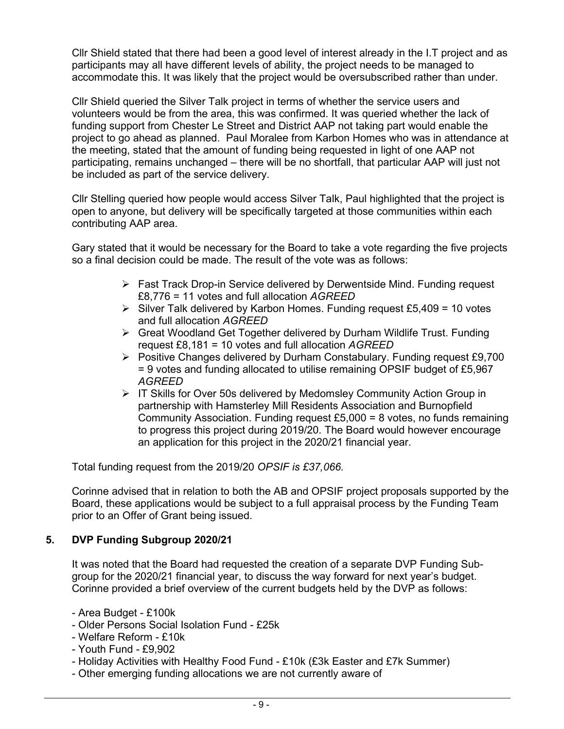Cllr Shield stated that there had been a good level of interest already in the I.T project and as participants may all have different levels of ability, the project needs to be managed to accommodate this. It was likely that the project would be oversubscribed rather than under.

Cllr Shield queried the Silver Talk project in terms of whether the service users and volunteers would be from the area, this was confirmed. It was queried whether the lack of funding support from Chester Le Street and District AAP not taking part would enable the project to go ahead as planned. Paul Moralee from Karbon Homes who was in attendance at the meeting, stated that the amount of funding being requested in light of one AAP not participating, remains unchanged – there will be no shortfall, that particular AAP will just not be included as part of the service delivery.

Cllr Stelling queried how people would access Silver Talk, Paul highlighted that the project is open to anyone, but delivery will be specifically targeted at those communities within each contributing AAP area.

Gary stated that it would be necessary for the Board to take a vote regarding the five projects so a final decision could be made. The result of the vote was as follows:

- Fast Track Drop-in Service delivered by Derwentside Mind. Funding request £8,776 = 11 votes and full allocation *AGREED*
- Silver Talk delivered by Karbon Homes. Funding request £5,409 = 10 votes and full allocation *AGREED*
- Great Woodland Get Together delivered by Durham Wildlife Trust. Funding request £8,181 = 10 votes and full allocation *AGREED*
- Positive Changes delivered by Durham Constabulary. Funding request £9,700 = 9 votes and funding allocated to utilise remaining OPSIF budget of £5,967 *AGREED*
- IT Skills for Over 50s delivered by Medomsley Community Action Group in partnership with Hamsterley Mill Residents Association and Burnopfield Community Association. Funding request £5,000 = 8 votes, no funds remaining to progress this project during 2019/20. The Board would however encourage an application for this project in the 2020/21 financial year.

Total funding request from the 2019/20 *OPSIF is £37,066.*

Corinne advised that in relation to both the AB and OPSIF project proposals supported by the Board, these applications would be subject to a full appraisal process by the Funding Team prior to an Offer of Grant being issued.

## 5. DVP Funding Subgroup 2020/21

It was noted that the Board had requested the creation of a separate DVP Funding Sub-group for the 2020/21 financial year, to discuss the way forward for next year's budget. Corinne provided a brief overview of the current budgets held by the DVP as follows:

- Area Budget - £100k
- Older Persons Social Isolation Fund - £25k
- Welfare Reform - £10k
- Youth Fund - £9,902
- Holiday Activities with Healthy Food Fund - £10k (£3k Easter and £7k Summer)
- Other emerging funding allocations we are not currently aware of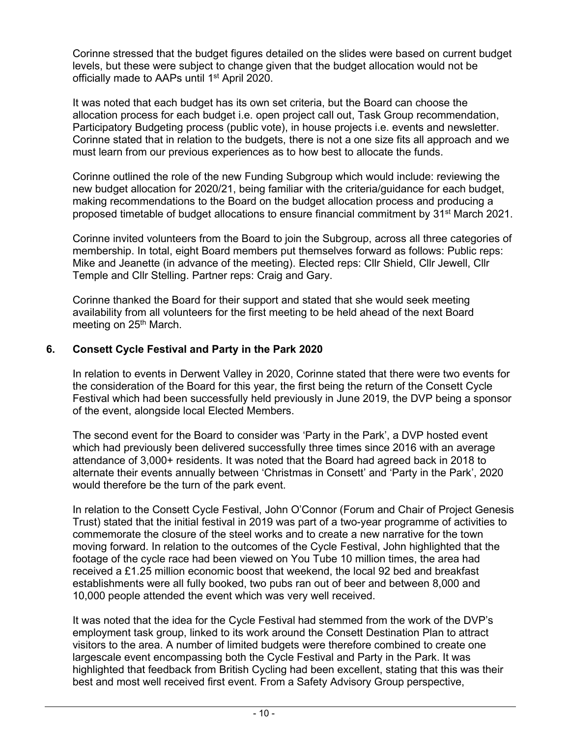Corinne stressed that the budget figures detailed on the slides were based on current budget levels, but these were subject to change given that the budget allocation would not be officially made to AAPs until 1st April 2020.

It was noted that each budget has its own set criteria, but the Board can choose the allocation process for each budget i.e. open project call out, Task Group recommendation, Participatory Budgeting process (public vote), in house projects i.e. events and newsletter. Corinne stated that in relation to the budgets, there is not a one size fits all approach and we must learn from our previous experiences as to how best to allocate the funds.

Corinne outlined the role of the new Funding Subgroup which would include: reviewing the new budget allocation for 2020/21, being familiar with the criteria/guidance for each budget, making recommendations to the Board on the budget allocation process and producing a proposed timetable of budget allocations to ensure financial commitment by 31st March 2021.

Corinne invited volunteers from the Board to join the Subgroup, across all three categories of membership. In total, eight Board members put themselves forward as follows: Public reps: Mike and Jeanette (in advance of the meeting). Elected reps: Cllr Shield, Cllr Jewell, Cllr Temple and Cllr Stelling. Partner reps: Craig and Gary.

Corinne thanked the Board for their support and stated that she would seek meeting availability from all volunteers for the first meeting to be held ahead of the next Board meeting on 25th March.

## 6. Consett Cycle Festival and Party in the Park 2020

In relation to events in Derwent Valley in 2020, Corinne stated that there were two events for the consideration of the Board for this year, the first being the return of the Consett Cycle Festival which had been successfully held previously in June 2019, the DVP being a sponsor of the event, alongside local Elected Members.

The second event for the Board to consider was 'Party in the Park', a DVP hosted event which had previously been delivered successfully three times since 2016 with an average attendance of 3,000+ residents. It was noted that the Board had agreed back in 2018 to alternate their events annually between 'Christmas in Consett' and 'Party in the Park', 2020 would therefore be the turn of the park event.

In relation to the Consett Cycle Festival, John O'Connor (Forum and Chair of Project Genesis Trust) stated that the initial festival in 2019 was part of a two-year programme of activities to commemorate the closure of the steel works and to create a new narrative for the town moving forward. In relation to the outcomes of the Cycle Festival, John highlighted that the footage of the cycle race had been viewed on You Tube 10 million times, the area had received a £1.25 million economic boost that weekend, the local 92 bed and breakfast establishments were all fully booked, two pubs ran out of beer and between 8,000 and 10,000 people attended the event which was very well received.

It was noted that the idea for the Cycle Festival had stemmed from the work of the DVP's employment task group, linked to its work around the Consett Destination Plan to attract visitors to the area. A number of limited budgets were therefore combined to create one largescale event encompassing both the Cycle Festival and Party in the Park. It was highlighted that feedback from British Cycling had been excellent, stating that this was their best and most well received first event. From a Safety Advisory Group perspective,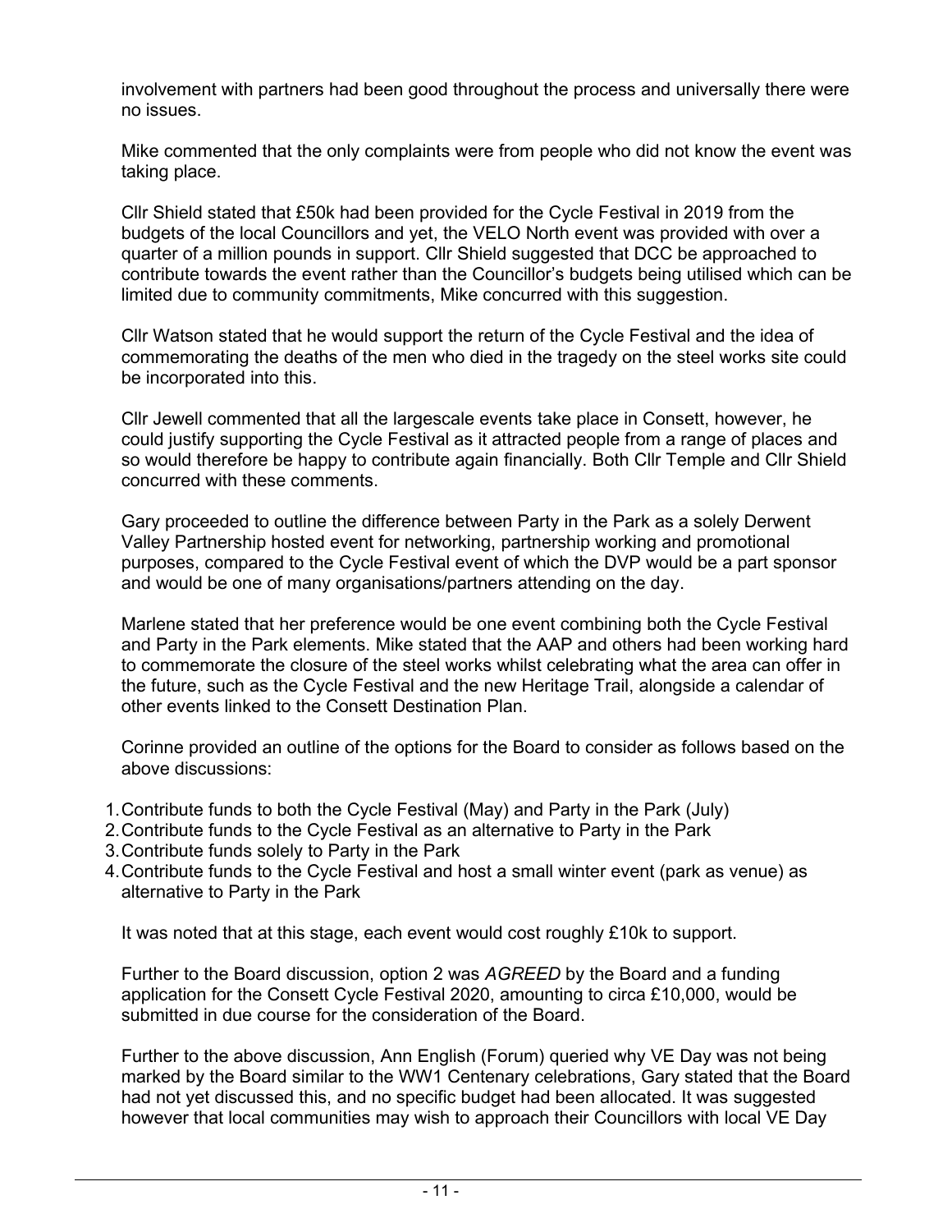involvement with partners had been good throughout the process and universally there were no issues.

Mike commented that the only complaints were from people who did not know the event was taking place.

Cllr Shield stated that £50k had been provided for the Cycle Festival in 2019 from the budgets of the local Councillors and yet, the VELO North event was provided with over a quarter of a million pounds in support. Cllr Shield suggested that DCC be approached to contribute towards the event rather than the Councillor's budgets being utilised which can be limited due to community commitments, Mike concurred with this suggestion.

Cllr Watson stated that he would support the return of the Cycle Festival and the idea of commemorating the deaths of the men who died in the tragedy on the steel works site could be incorporated into this.

Cllr Jewell commented that all the largescale events take place in Consett, however, he could justify supporting the Cycle Festival as it attracted people from a range of places and so would therefore be happy to contribute again financially. Both Cllr Temple and Cllr Shield concurred with these comments.

Gary proceeded to outline the difference between Party in the Park as a solely Derwent Valley Partnership hosted event for networking, partnership working and promotional purposes, compared to the Cycle Festival event of which the DVP would be a part sponsor and would be one of many organisations/partners attending on the day.

Marlene stated that her preference would be one event combining both the Cycle Festival and Party in the Park elements. Mike stated that the AAP and others had been working hard to commemorate the closure of the steel works whilst celebrating what the area can offer in the future, such as the Cycle Festival and the new Heritage Trail, alongside a calendar of other events linked to the Consett Destination Plan.

Corinne provided an outline of the options for the Board to consider as follows based on the above discussions:

1. Contribute funds to both the Cycle Festival (May) and Party in the Park (July)
2. Contribute funds to the Cycle Festival as an alternative to Party in the Park
3. Contribute funds solely to Party in the Park
4. Contribute funds to the Cycle Festival and host a small winter event (park as venue) as alternative to Party in the Park

It was noted that at this stage, each event would cost roughly £10k to support.

Further to the Board discussion, option 2 was *AGREED* by the Board and a funding application for the Consett Cycle Festival 2020, amounting to circa £10,000, would be submitted in due course for the consideration of the Board.

Further to the above discussion, Ann English (Forum) queried why VE Day was not being marked by the Board similar to the WW1 Centenary celebrations, Gary stated that the Board had not yet discussed this, and no specific budget had been allocated. It was suggested however that local communities may wish to approach their Councillors with local VE Day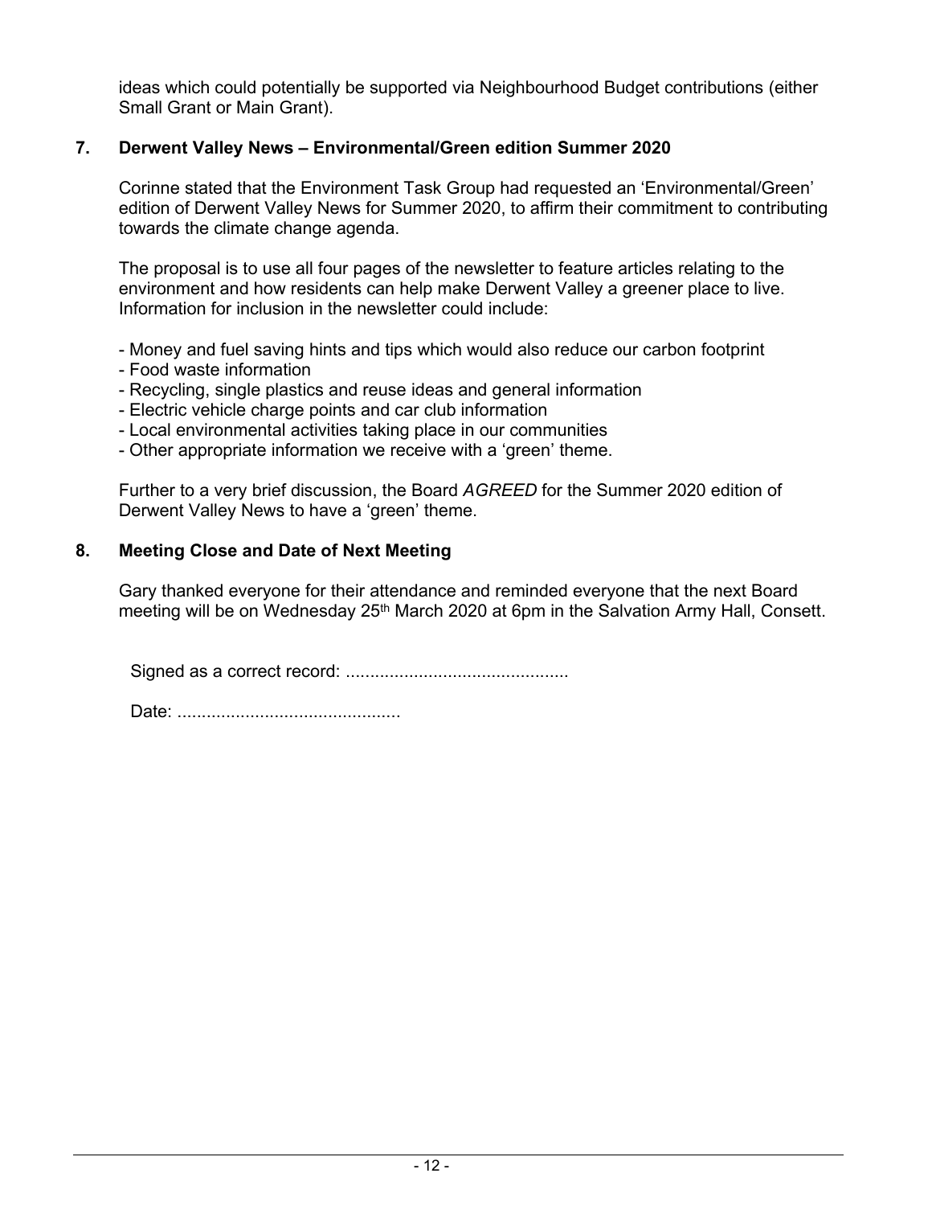ideas which could potentially be supported via Neighbourhood Budget contributions (either Small Grant or Main Grant).

### 7. Derwent Valley News – Environmental/Green edition Summer 2020

Corinne stated that the Environment Task Group had requested an 'Environmental/Green' edition of Derwent Valley News for Summer 2020, to affirm their commitment to contributing towards the climate change agenda.

The proposal is to use all four pages of the newsletter to feature articles relating to the environment and how residents can help make Derwent Valley a greener place to live. Information for inclusion in the newsletter could include:

- Money and fuel saving hints and tips which would also reduce our carbon footprint
- Food waste information
- Recycling, single plastics and reuse ideas and general information
- Electric vehicle charge points and car club information
- Local environmental activities taking place in our communities
- Other appropriate information we receive with a 'green' theme.

Further to a very brief discussion, the Board *AGREED* for the Summer 2020 edition of Derwent Valley News to have a 'green' theme.

### 8. Meeting Close and Date of Next Meeting

Gary thanked everyone for their attendance and reminded everyone that the next Board meeting will be on Wednesday 25th March 2020 at 6pm in the Salvation Army Hall, Consett.

Signed as a correct record: ..............................................

Date: ..............................................